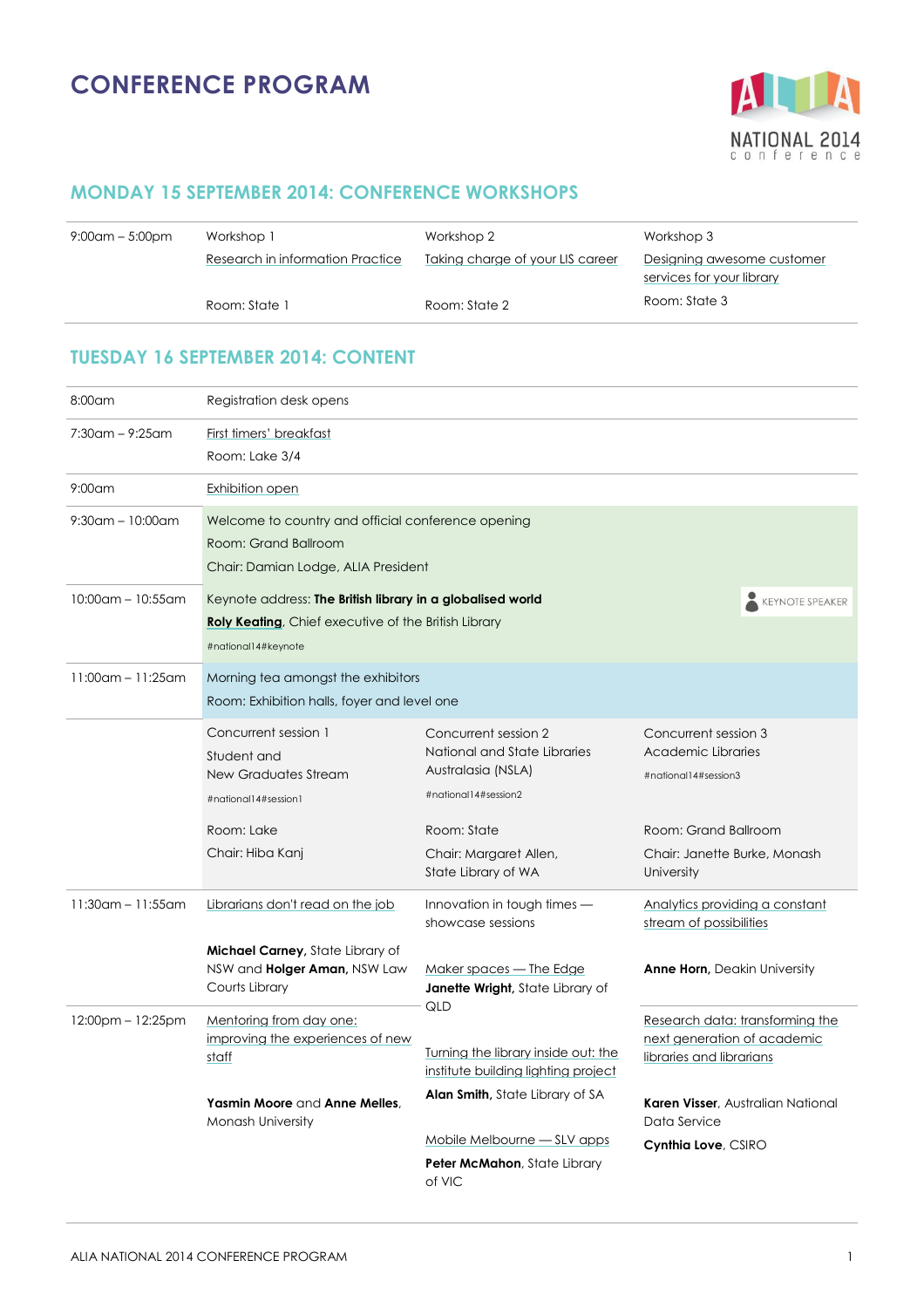# CONFERENCE PROGRAM

ALIA NATIONAL 2014 conference

## MONDAY 15 SEPTEMBER 2014: CONFERENCE WORKSHOPS

| | | | |
|---|---|---|---|
| 9:00am – 5:00pm | Workshop 1<br>Research in information Practice<br><br>Room: State 1 | Workshop 2<br>Taking charge of your LIS career<br><br>Room: State 2 | Workshop 3<br>Designing awesome customer services for your library<br><br>Room: State 3 |

## TUESDAY 16 SEPTEMBER 2014: CONTENT

| | | | |
|---|---|---|---|
| 8:00am | Registration desk opens | | |
| 7:30am – 9:25am | First timers' breakfast<br>Room: Lake 3/4 | | |
| 9:00am | Exhibition open | | |
| 9:30am – 10:00am | Welcome to country and official conference opening<br>Room: Grand Ballroom<br>Chair: Damian Lodge, ALIA President | | |
| 10:00am – 10:55am | Keynote address: **The British library in a globalised world**<br>**Roly Keating**, Chief executive of the British Library<br>#national14#keynote | | KEYNOTE SPEAKER |
| 11:00am – 11:25am | Morning tea amongst the exhibitors<br>Room: Exhibition halls, foyer and level one | | |
| | Concurrent session 1<br>Student and New Graduates Stream<br>#national14#session1<br><br>Room: Lake<br>Chair: Hiba Kanj | Concurrent session 2<br>National and State Libraries Australasia (NSLA)<br>#national14#session2<br><br>Room: State<br>Chair: Margaret Allen, State Library of WA | Concurrent session 3<br>Academic Libraries<br>#national14#session3<br><br>Room: Grand Ballroom<br>Chair: Janette Burke, Monash University |
| 11:30am – 11:55am | Librarians don't read on the job<br><br>**Michael Carney,** State Library of NSW and **Holger Aman,** NSW Law Courts Library | Innovation in tough times — showcase sessions<br><br>Maker spaces — The Edge<br>**Janette Wright,** State Library of QLD | Analytics providing a constant stream of possibilities<br><br>**Anne Horn,** Deakin University |
| 12:00pm – 12:25pm | Mentoring from day one: improving the experiences of new staff<br><br>**Yasmin Moore** and **Anne Melles**, Monash University | Turning the library inside out: the institute building lighting project<br>**Alan Smith,** State Library of SA<br><br>Mobile Melbourne — SLV apps<br>**Peter McMahon**, State Library of VIC | Research data: transforming the next generation of academic libraries and librarians<br><br>**Karen Visser**, Australian National Data Service<br>**Cynthia Love**, CSIRO |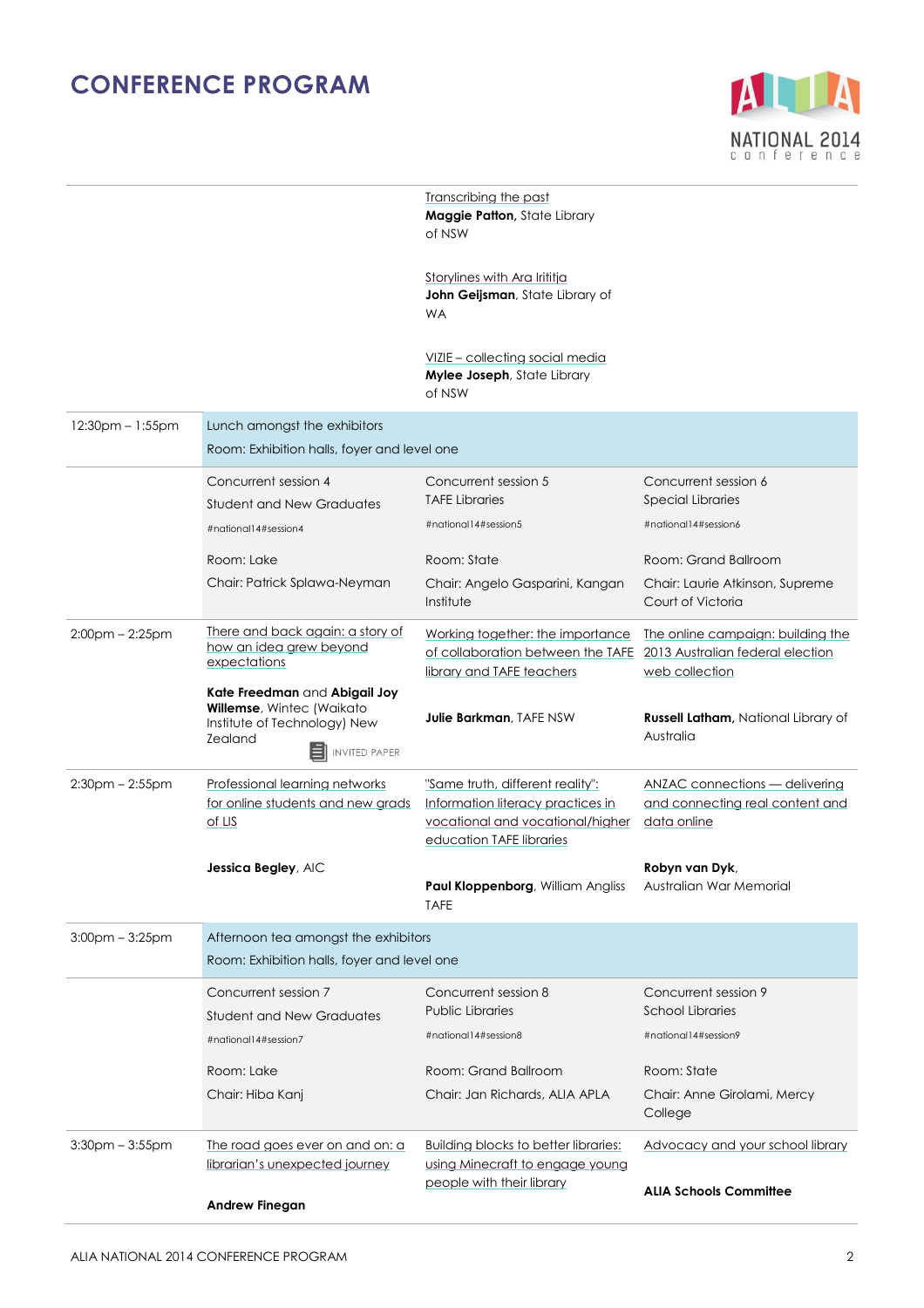# CONFERENCE PROGRAM

| | | | |
|---|---|---|---|
| | | Transcribing the past<br>**Maggie Patton,** State Library of NSW<br><br>Storylines with Ara Irititja<br>**John Geijsman**, State Library of WA<br><br>VIZIE – collecting social media<br>**Mylee Joseph**, State Library of NSW | |
| 12:30pm – 1:55pm | Lunch amongst the exhibitors<br>Room: Exhibition halls, foyer and level one | | |
| | Concurrent session 4<br>Student and New Graduates<br>#national14#session4<br><br>Room: Lake<br>Chair: Patrick Splawa-Neyman | Concurrent session 5<br>TAFE Libraries<br>#national14#session5<br><br>Room: State<br>Chair: Angelo Gasparini, Kangan Institute | Concurrent session 6<br>Special Libraries<br>#national14#session6<br><br>Room: Grand Ballroom<br>Chair: Laurie Atkinson, Supreme Court of Victoria |
| 2:00pm – 2:25pm | There and back again: a story of how an idea grew beyond expectations<br><br>**Kate Freedman** and **Abigail Joy Willemse**, Wintec (Waikato Institute of Technology) New Zealand<br>INVITED PAPER | Working together: the importance of collaboration between the TAFE library and TAFE teachers<br><br>**Julie Barkman**, TAFE NSW | The online campaign: building the 2013 Australian federal election web collection<br><br>**Russell Latham,** National Library of Australia |
| 2:30pm – 2:55pm | Professional learning networks for online students and new grads of LIS<br><br>**Jessica Begley**, AIC | "Same truth, different reality": Information literacy practices in vocational and vocational/higher education TAFE libraries<br><br>**Paul Kloppenborg**, William Angliss TAFE | ANZAC connections — delivering and connecting real content and data online<br><br>**Robyn van Dyk**, Australian War Memorial |
| 3:00pm – 3:25pm | Afternoon tea amongst the exhibitors<br>Room: Exhibition halls, foyer and level one | | |
| | Concurrent session 7<br>Student and New Graduates<br>#national14#session7<br><br>Room: Lake<br>Chair: Hiba Kanj | Concurrent session 8<br>Public Libraries<br>#national14#session8<br><br>Room: Grand Ballroom<br>Chair: Jan Richards, ALIA APLA | Concurrent session 9<br>School Libraries<br>#national14#session9<br><br>Room: State<br>Chair: Anne Girolami, Mercy College |
| 3:30pm – 3:55pm | The road goes ever on and on: a librarian's unexpected journey<br><br>**Andrew Finegan** | Building blocks to better libraries: using Minecraft to engage young people with their library | Advocacy and your school library<br><br>**ALIA Schools Committee** |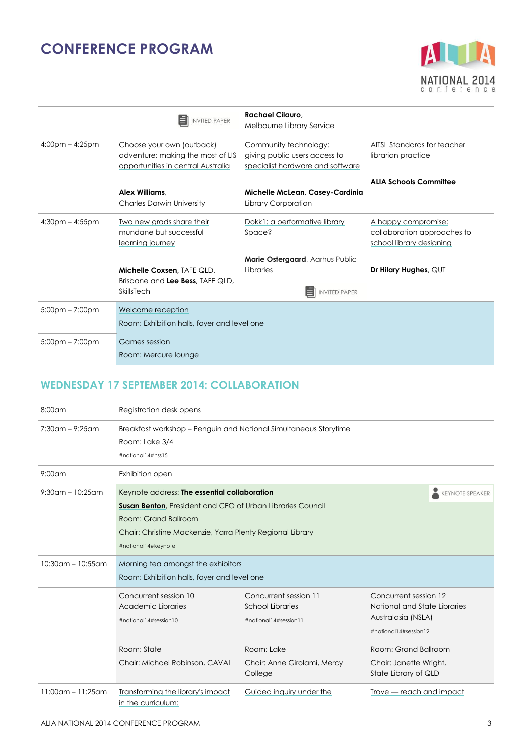# CONFERENCE PROGRAM

| | | | |
|---|---|---|---|
| | INVITED PAPER | **Rachael Cilauro**, Melbourne Library Service | |
| 4:00pm – 4:25pm | Choose your own (outback) adventure: making the most of LIS opportunities in central Australia<br><br>**Alex Williams**, Charles Darwin University | Community technology: giving public users access to specialist hardware and software<br><br>**Michelle McLean**, Casey-Cardinia Library Corporation | AITSL Standards for teacher librarian practice<br><br>**ALIA Schools Committee** |
| 4:30pm – 4:55pm | Two new grads share their mundane but successful learning journey<br><br>**Michelle Coxsen**, TAFE QLD, Brisbane and **Lee Bess**, TAFE QLD, SkillsTech | Dokk1: a performative library Space?<br><br>**Marie Ostergaard**, Aarhus Public Libraries<br><br>INVITED PAPER | A happy compromise: collaboration approaches to school library designing<br><br>**Dr Hilary Hughes**, QUT |
| 5:00pm – 7:00pm | Welcome reception<br>Room: Exhibition halls, foyer and level one | | |
| 5:00pm – 7:00pm | Games session<br>Room: Mercure lounge | | |

## WEDNESDAY 17 SEPTEMBER 2014: COLLABORATION

| | | | |
|---|---|---|---|
| 8:00am | Registration desk opens | | |
| 7:30am – 9:25am | Breakfast workshop – Penguin and National Simultaneous Storytime<br>Room: Lake 3/4<br>#national14#nss15 | | |
| 9:00am | Exhibition open | | |
| 9:30am – 10:25am | KEYNOTE SPEAKER<br>Keynote address: **The essential collaboration**<br>**Susan Benton**, President and CEO of Urban Libraries Council<br>Room: Grand Ballroom<br>Chair: Christine Mackenzie, Yarra Plenty Regional Library<br>#national14#keynote | | |
| 10:30am – 10:55am | Morning tea amongst the exhibitors<br>Room: Exhibition halls, foyer and level one | | |
| | Concurrent session 10<br>Academic Libraries<br>#national14#session10<br><br>Room: State<br>Chair: Michael Robinson, CAVAL | Concurrent session 11<br>School Libraries<br>#national14#session11<br><br>Room: Lake<br>Chair: Anne Girolami, Mercy College | Concurrent session 12<br>National and State Libraries Australasia (NSLA)<br>#national14#session12<br><br>Room: Grand Ballroom<br>Chair: Janette Wright, State Library of QLD |
| 11:00am – 11:25am | Transforming the library's impact in the curriculum: | Guided inquiry under the | Trove — reach and impact |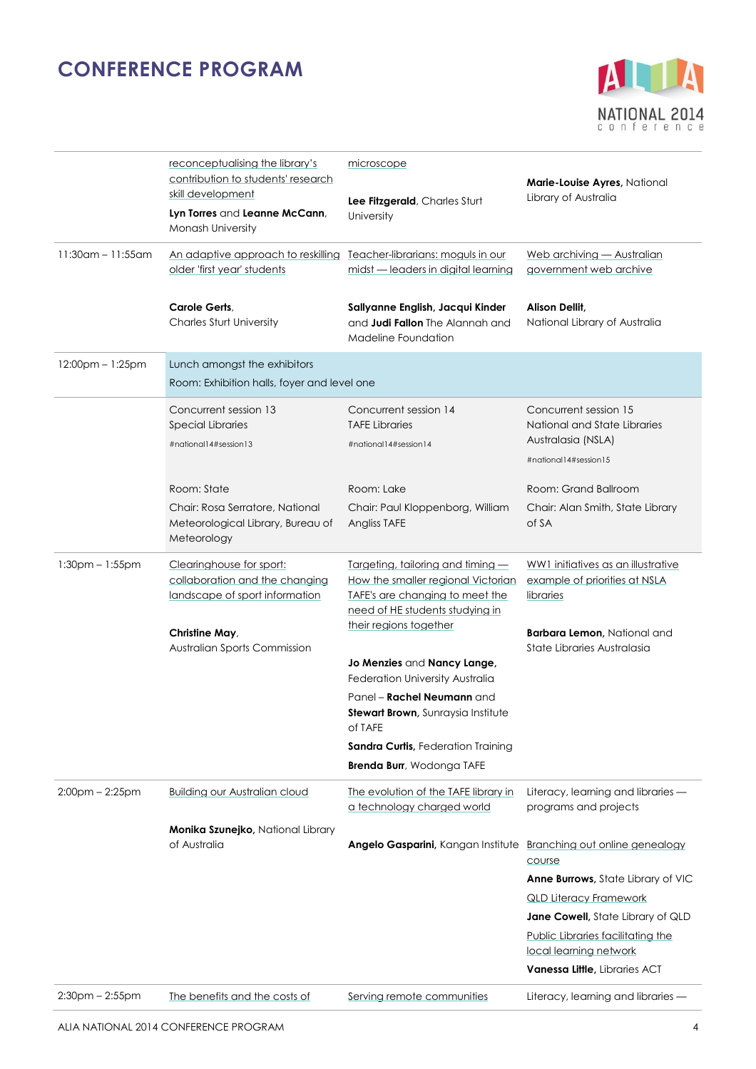# CONFERENCE PROGRAM

| | | | |
|---|---|---|---|
| | reconceptualising the library's contribution to students' research skill development<br>**Lyn Torres** and **Leanne McCann**, Monash University | microscope<br>**Lee Fitzgerald**, Charles Sturt University | **Marie-Louise Ayres,** National Library of Australia |
| 11:30am – 11:55am | An adaptive approach to reskilling older 'first year' students<br>**Carole Gerts**, Charles Sturt University | Teacher-librarians: moguls in our midst — leaders in digital learning<br>**Sallyanne English, Jacqui Kinder** and **Judi Fallon** The Alannah and Madeline Foundation | Web archiving — Australian government web archive<br>**Alison Dellit,** National Library of Australia |
| 12:00pm – 1:25pm | Lunch amongst the exhibitors<br>Room: Exhibition halls, foyer and level one | | |
| | Concurrent session 13<br>Special Libraries<br>#national14#session13<br>Room: State<br>Chair: Rosa Serratore, National Meteorological Library, Bureau of Meteorology | Concurrent session 14<br>TAFE Libraries<br>#national14#session14<br>Room: Lake<br>Chair: Paul Kloppenborg, William Angliss TAFE | Concurrent session 15<br>National and State Libraries Australasia (NSLA)<br>#national14#session15<br>Room: Grand Ballroom<br>Chair: Alan Smith, State Library of SA |
| 1:30pm – 1:55pm | Clearinghouse for sport: collaboration and the changing landscape of sport information<br>**Christine May**, Australian Sports Commission | Targeting, tailoring and timing — How the smaller regional Victorian TAFE's are changing to meet the need of HE students studying in their regions together<br>**Jo Menzies** and **Nancy Lange**, Federation University Australia<br>Panel – **Rachel Neumann** and **Stewart Brown,** Sunraysia Institute of TAFE<br>**Sandra Curtis,** Federation Training<br>**Brenda Burr**, Wodonga TAFE | WW1 initiatives as an illustrative example of priorities at NSLA libraries<br>**Barbara Lemon,** National and State Libraries Australasia |
| 2:00pm – 2:25pm | Building our Australian cloud<br>**Monika Szunejko,** National Library of Australia | The evolution of the TAFE library in a technology charged world<br>**Angelo Gasparini**, Kangan Institute | Literacy, learning and libraries — programs and projects<br>Branching out online genealogy course<br>**Anne Burrows,** State Library of VIC<br>QLD Literacy Framework<br>**Jane Cowell,** State Library of QLD<br>Public Libraries facilitating the local learning network<br>**Vanessa Little,** Libraries ACT |
| 2:30pm – 2:55pm | The benefits and the costs of | Serving remote communities | Literacy, learning and libraries — |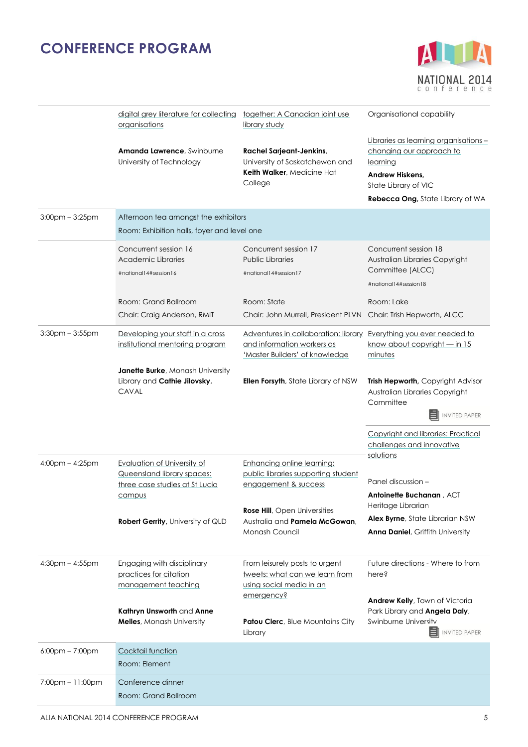# CONFERENCE PROGRAM

| | | | |
|---|---|---|---|
| | digital grey literature for collecting organisations<br><br>**Amanda Lawrence**, Swinburne University of Technology | together: A Canadian joint use library study<br><br>**Rachel Sarjeant-Jenkins**, University of Saskatchewan and **Keith Walker**, Medicine Hat College | Organisational capability<br><br>Libraries as learning organisations – changing our approach to learning<br><br>**Andrew Hiskens**, State Library of VIC<br><br>**Rebecca Ong**, State Library of WA |
| 3:00pm – 3:25pm | Afternoon tea amongst the exhibitors<br><br>Room: Exhibition halls, foyer and level one | | |
| | Concurrent session 16<br>Academic Libraries<br>#national14#session16<br><br>Room: Grand Ballroom<br><br>Chair: Craig Anderson, RMIT | Concurrent session 17<br>Public Libraries<br>#national14#session17<br><br>Room: State<br><br>Chair: John Murrell, President PLVN | Concurrent session 18<br>Australian Libraries Copyright Committee (ALCC)<br>#national14#session18<br><br>Room: Lake<br><br>Chair: Trish Hepworth, ALCC |
| 3:30pm – 3:55pm | Developing your staff in a cross institutional mentoring program<br><br>**Janette Burke**, Monash University Library and **Cathie Jilovsky**, CAVAL | Adventures in collaboration: library and information workers as 'Master Builders' of knowledge<br><br>**Ellen Forsyth**, State Library of NSW | Everything you ever needed to know about copyright — in 15 minutes<br><br>**Trish Hepworth,** Copyright Advisor Australian Libraries Copyright Committee<br><br>INVITED PAPER<br><br>Copyright and libraries: Practical challenges and innovative solutions |
| 4:00pm – 4:25pm | Evaluation of University of Queensland library spaces: three case studies at St Lucia campus<br><br>**Robert Gerrity,** University of QLD | Enhancing online learning: public libraries supporting student engagement & success<br><br>**Rose Hill**, Open Universities Australia and **Pamela McGowan**, Monash Council | Panel discussion –<br><br>**Antoinette Buchanan** , ACT Heritage Librarian<br><br>**Alex Byrne**, State Librarian NSW<br><br>**Anna Daniel**, Griffith University |
| 4:30pm – 4:55pm | Engaging with disciplinary practices for citation management teaching<br><br>**Kathryn Unsworth** and **Anne Melles**, Monash University | From leisurely posts to urgent tweets: what can we learn from using social media in an emergency?<br><br>**Patou Clerc**, Blue Mountains City Library | Future directions - Where to from here?<br><br>**Andrew Kelly**, Town of Victoria Park Library and **Angela Daly**, Swinburne University<br><br>INVITED PAPER |
| 6:00pm – 7:00pm | Cocktail function<br><br>Room: Element | | |
| 7:00pm – 11:00pm | Conference dinner<br><br>Room: Grand Ballroom | | |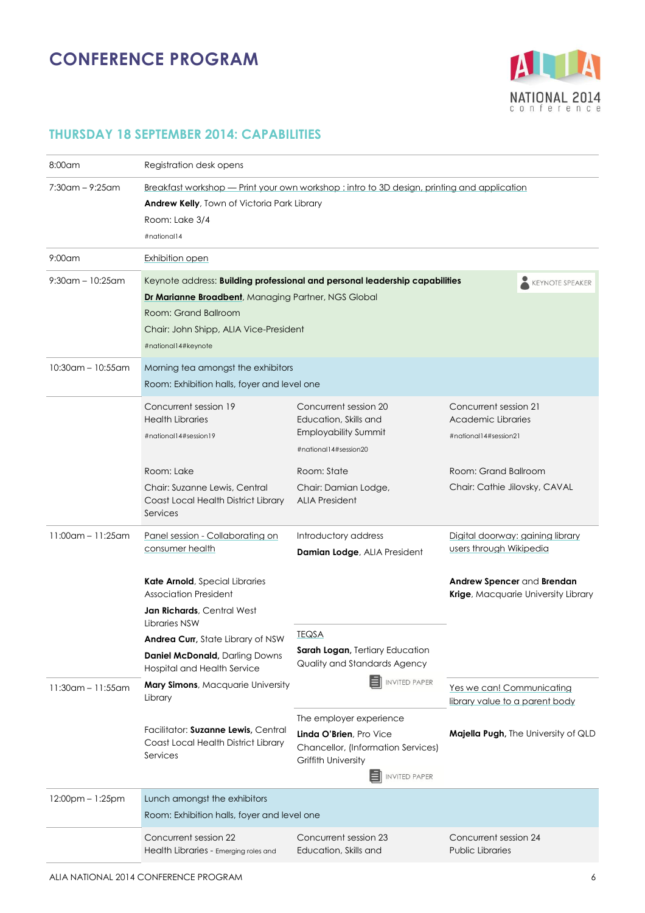# CONFERENCE PROGRAM

ALIA NATIONAL 2014 conference

## THURSDAY 18 SEPTEMBER 2014: CAPABILITIES

| Time | | | |
|---|---|---|---|
| 8:00am | Registration desk opens | | |
| 7:30am – 9:25am | Breakfast workshop — Print your own workshop : intro to 3D design, printing and application<br>**Andrew Kelly**, Town of Victoria Park Library<br>Room: Lake 3/4<br>#national14 | | |
| 9:00am | Exhibition open | | |
| 9:30am – 10:25am | Keynote address: **Building professional and personal leadership capabilities** (KEYNOTE SPEAKER)<br>**Dr Marianne Broadbent**, Managing Partner, NGS Global<br>Room: Grand Ballroom<br>Chair: John Shipp, ALIA Vice-President<br>#national14#keynote | | |
| 10:30am – 10:55am | Morning tea amongst the exhibitors<br>Room: Exhibition halls, foyer and level one | | |
| | Concurrent session 19<br>Health Libraries<br>#national14#session19<br><br>Room: Lake<br>Chair: Suzanne Lewis, Central Coast Local Health District Library Services | Concurrent session 20<br>Education, Skills and Employability Summit<br>#national14#session20<br><br>Room: State<br>Chair: Damian Lodge, ALIA President | Concurrent session 21<br>Academic Libraries<br>#national14#session21<br><br>Room: Grand Ballroom<br>Chair: Cathie Jilovsky, CAVAL |
| 11:00am – 11:25am | Panel session - Collaborating on consumer health<br><br>**Kate Arnold**, Special Libraries Association President<br>**Jan Richards**, Central West Libraries NSW<br>**Andrea Curr,** State Library of NSW<br>**Daniel McDonald,** Darling Downs Hospital and Health Service<br>**Mary Simons**, Macquarie University Library<br><br>Facilitator: **Suzanne Lewis,** Central Coast Local Health District Library Services | Introductory address<br>**Damian Lodge**, ALIA President<br><br>TEQSA<br>**Sarah Logan,** Tertiary Education Quality and Standards Agency<br>INVITED PAPER | Digital doorway: gaining library users through Wikipedia<br><br>**Andrew Spencer** and **Brendan Krige**, Macquarie University Library |
| 11:30am – 11:55am | | The employer experience<br>**Linda O'Brien**, Pro Vice Chancellor, (Information Services) Griffith University<br>INVITED PAPER | Yes we can! Communicating library value to a parent body<br><br>**Majella Pugh,** The University of QLD |
| 12:00pm – 1:25pm | Lunch amongst the exhibitors<br>Room: Exhibition halls, foyer and level one | | |
| | Concurrent session 22<br>Health Libraries - Emerging roles and | Concurrent session 23<br>Education, Skills and | Concurrent session 24<br>Public Libraries |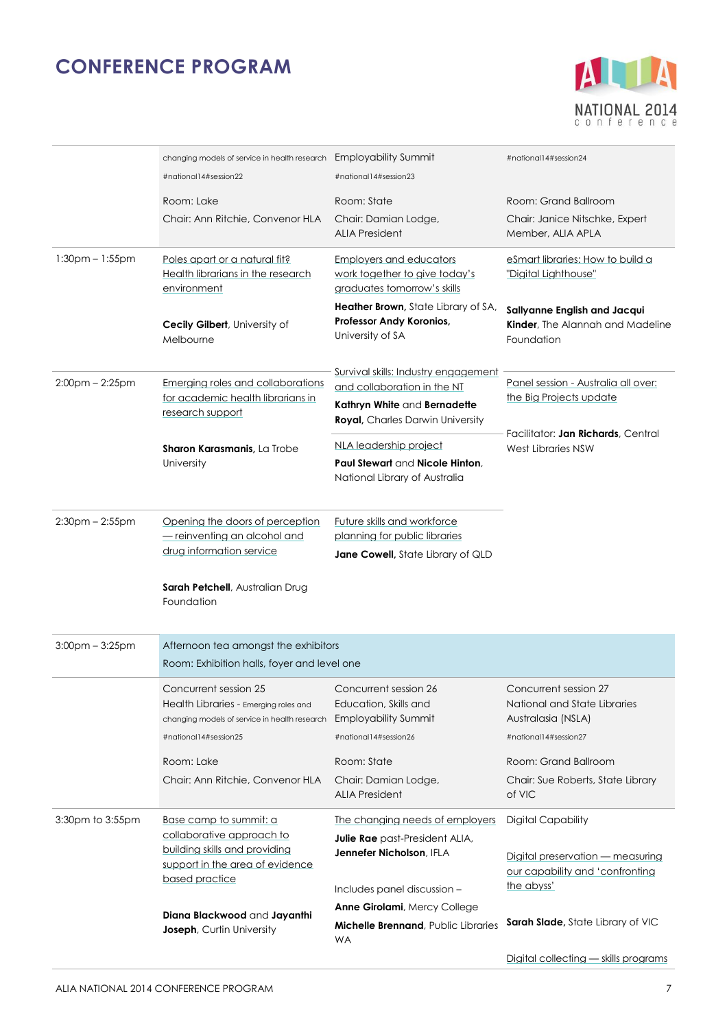# CONFERENCE PROGRAM

| | | | |
|---|---|---|---|
| | changing models of service in health research<br>#national14#session22<br>Room: Lake<br>Chair: Ann Ritchie, Convenor HLA | Employability Summit<br>#national14#session23<br>Room: State<br>Chair: Damian Lodge, ALIA President | #national14#session24<br>Room: Grand Ballroom<br>Chair: Janice Nitschke, Expert Member, ALIA APLA |
| 1:30pm – 1:55pm | Poles apart or a natural fit? Health librarians in the research environment<br>**Cecily Gilbert**, University of Melbourne | Employers and educators work together to give today's graduates tomorrow's skills<br>**Heather Brown,** State Library of SA, **Professor Andy Koronios,** University of SA | eSmart libraries: How to build a "Digital Lighthouse"<br>**Sallyanne English and Jacqui Kinder**, The Alannah and Madeline Foundation |
| 2:00pm – 2:25pm | Emerging roles and collaborations for academic health librarians in research support<br>**Sharon Karasmanis,** La Trobe University | Survival skills: Industry engagement and collaboration in the NT<br>**Kathryn White** and **Bernadette Royal**, Charles Darwin University<br>NLA leadership project<br>**Paul Stewart** and **Nicole Hinton**, National Library of Australia | Panel session - Australia all over: the Big Projects update<br>Facilitator: **Jan Richards**, Central West Libraries NSW |
| 2:30pm – 2:55pm | Opening the doors of perception — reinventing an alcohol and drug information service<br>**Sarah Petchell**, Australian Drug Foundation | Future skills and workforce planning for public libraries<br>**Jane Cowell,** State Library of QLD | |
| 3:00pm – 3:25pm | Afternoon tea amongst the exhibitors<br>Room: Exhibition halls, foyer and level one | | |
| | Concurrent session 25<br>Health Libraries - Emerging roles and changing models of service in health research<br>#national14#session25<br>Room: Lake<br>Chair: Ann Ritchie, Convenor HLA | Concurrent session 26<br>Education, Skills and Employability Summit<br>#national14#session26<br>Room: State<br>Chair: Damian Lodge, ALIA President | Concurrent session 27<br>National and State Libraries Australasia (NSLA)<br>#national14#session27<br>Room: Grand Ballroom<br>Chair: Sue Roberts, State Library of VIC |
| 3:30pm to 3:55pm | Base camp to summit: a collaborative approach to building skills and providing support in the area of evidence based practice<br>**Diana Blackwood** and **Jayanthi Joseph**, Curtin University | The changing needs of employers<br>**Julie Rae** past-President ALIA, **Jennefer Nicholson**, IFLA<br>Includes panel discussion –<br>**Anne Girolami**, Mercy College<br>**Michelle Brennand**, Public Libraries WA | Digital Capability<br>Digital preservation — measuring our capability and 'confronting the abyss'<br>**Sarah Slade,** State Library of VIC<br>Digital collecting — skills programs |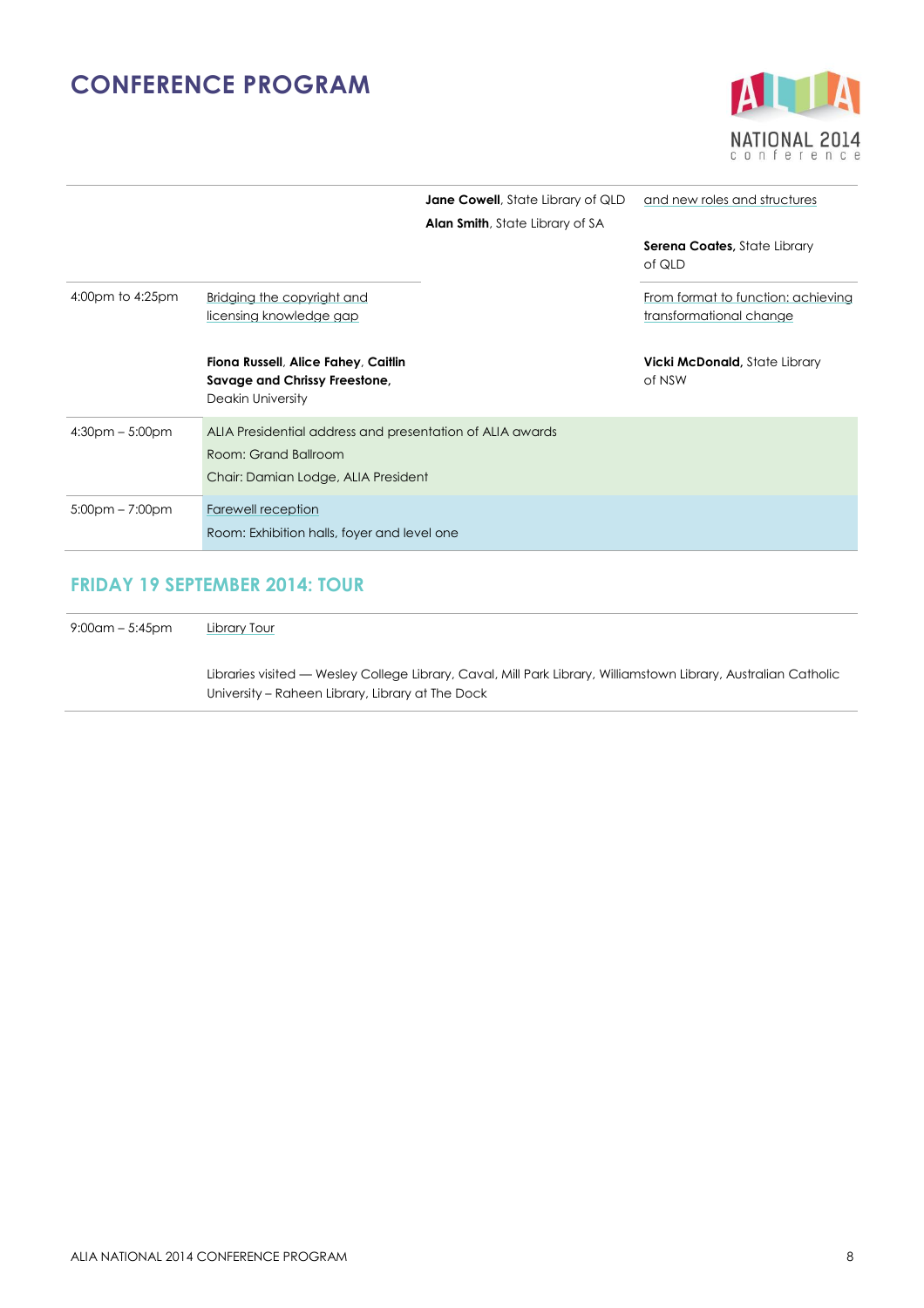# CONFERENCE PROGRAM

| | | | |
|---|---|---|---|
| | | **Jane Cowell**, State Library of QLD<br>**Alan Smith**, State Library of SA | and new roles and structures<br><br>**Serena Coates,** State Library of QLD |
| 4:00pm to 4:25pm | Bridging the copyright and licensing knowledge gap<br><br>**Fiona Russell**, **Alice Fahey**, **Caitlin Savage and Chrissy Freestone,** Deakin University | | From format to function: achieving transformational change<br><br>**Vicki McDonald,** State Library of NSW |
| 4:30pm – 5:00pm | ALIA Presidential address and presentation of ALIA awards<br>Room: Grand Ballroom<br>Chair: Damian Lodge, ALIA President | | |
| 5:00pm – 7:00pm | Farewell reception<br>Room: Exhibition halls, foyer and level one | | |

## FRIDAY 19 SEPTEMBER 2014: TOUR

| | |
|---|---|
| 9:00am – 5:45pm | Library Tour<br><br>Libraries visited — Wesley College Library, Caval, Mill Park Library, Williamstown Library, Australian Catholic University – Raheen Library, Library at The Dock |